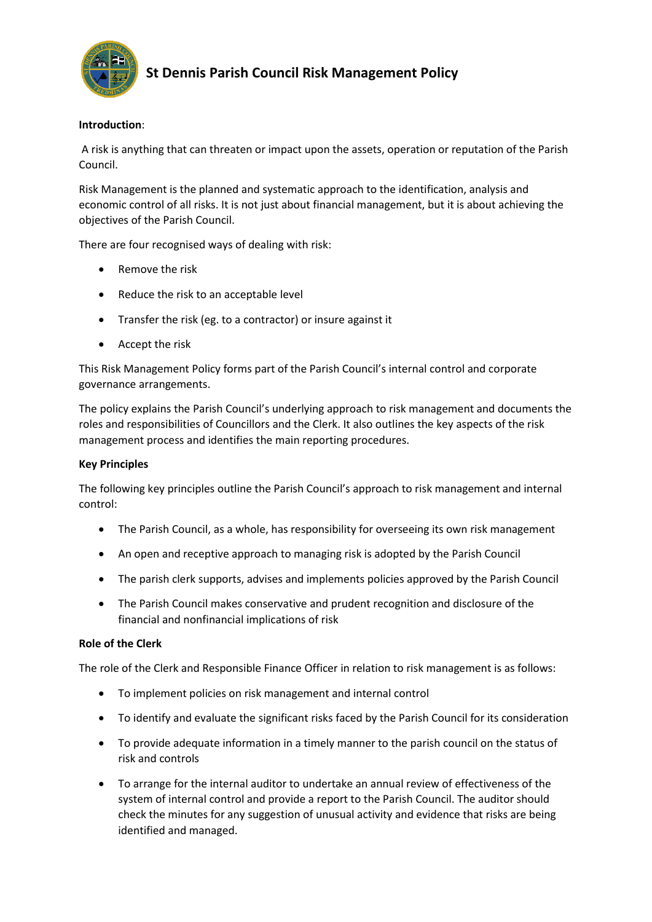# St Dennis Parish Council Risk Management Policy

**Introduction**:

A risk is anything that can threaten or impact upon the assets, operation or reputation of the Parish Council.

Risk Management is the planned and systematic approach to the identification, analysis and economic control of all risks. It is not just about financial management, but it is about achieving the objectives of the Parish Council.

There are four recognised ways of dealing with risk:

- Remove the risk
- Reduce the risk to an acceptable level
- Transfer the risk (eg. to a contractor) or insure against it
- Accept the risk

This Risk Management Policy forms part of the Parish Council's internal control and corporate governance arrangements.

The policy explains the Parish Council's underlying approach to risk management and documents the roles and responsibilities of Councillors and the Clerk. It also outlines the key aspects of the risk management process and identifies the main reporting procedures.

**Key Principles**

The following key principles outline the Parish Council's approach to risk management and internal control:

- The Parish Council, as a whole, has responsibility for overseeing its own risk management
- An open and receptive approach to managing risk is adopted by the Parish Council
- The parish clerk supports, advises and implements policies approved by the Parish Council
- The Parish Council makes conservative and prudent recognition and disclosure of the financial and nonfinancial implications of risk

**Role of the Clerk**

The role of the Clerk and Responsible Finance Officer in relation to risk management is as follows:

- To implement policies on risk management and internal control
- To identify and evaluate the significant risks faced by the Parish Council for its consideration
- To provide adequate information in a timely manner to the parish council on the status of risk and controls
- To arrange for the internal auditor to undertake an annual review of effectiveness of the system of internal control and provide a report to the Parish Council. The auditor should check the minutes for any suggestion of unusual activity and evidence that risks are being identified and managed.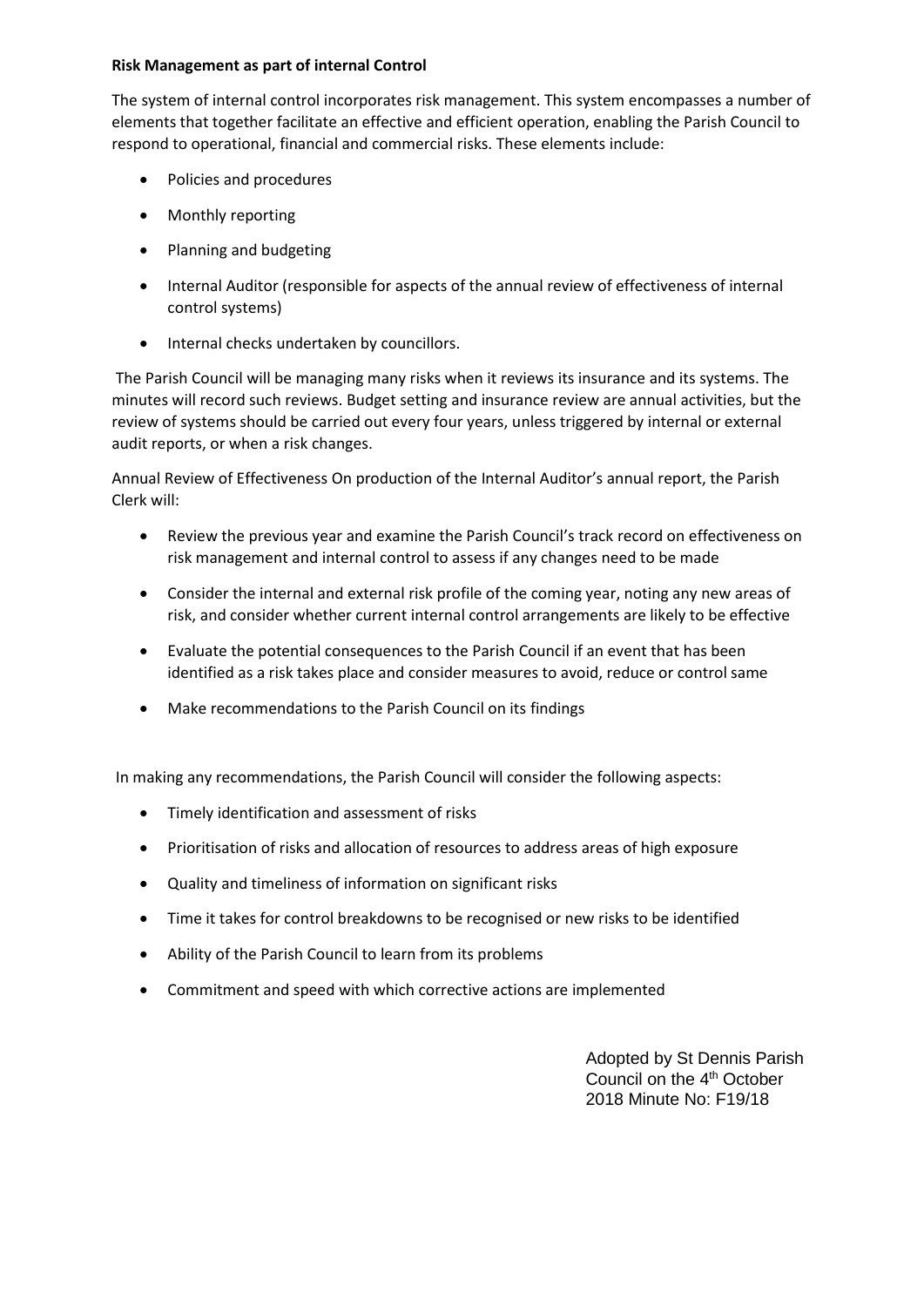**Risk Management as part of internal Control**

The system of internal control incorporates risk management. This system encompasses a number of elements that together facilitate an effective and efficient operation, enabling the Parish Council to respond to operational, financial and commercial risks. These elements include:

- Policies and procedures
- Monthly reporting
- Planning and budgeting
- Internal Auditor (responsible for aspects of the annual review of effectiveness of internal control systems)
- Internal checks undertaken by councillors.

The Parish Council will be managing many risks when it reviews its insurance and its systems. The minutes will record such reviews. Budget setting and insurance review are annual activities, but the review of systems should be carried out every four years, unless triggered by internal or external audit reports, or when a risk changes.

Annual Review of Effectiveness On production of the Internal Auditor's annual report, the Parish Clerk will:

- Review the previous year and examine the Parish Council's track record on effectiveness on risk management and internal control to assess if any changes need to be made
- Consider the internal and external risk profile of the coming year, noting any new areas of risk, and consider whether current internal control arrangements are likely to be effective
- Evaluate the potential consequences to the Parish Council if an event that has been identified as a risk takes place and consider measures to avoid, reduce or control same
- Make recommendations to the Parish Council on its findings

In making any recommendations, the Parish Council will consider the following aspects:

- Timely identification and assessment of risks
- Prioritisation of risks and allocation of resources to address areas of high exposure
- Quality and timeliness of information on significant risks
- Time it takes for control breakdowns to be recognised or new risks to be identified
- Ability of the Parish Council to learn from its problems
- Commitment and speed with which corrective actions are implemented

Adopted by St Dennis Parish Council on the 4th October 2018 Minute No: F19/18